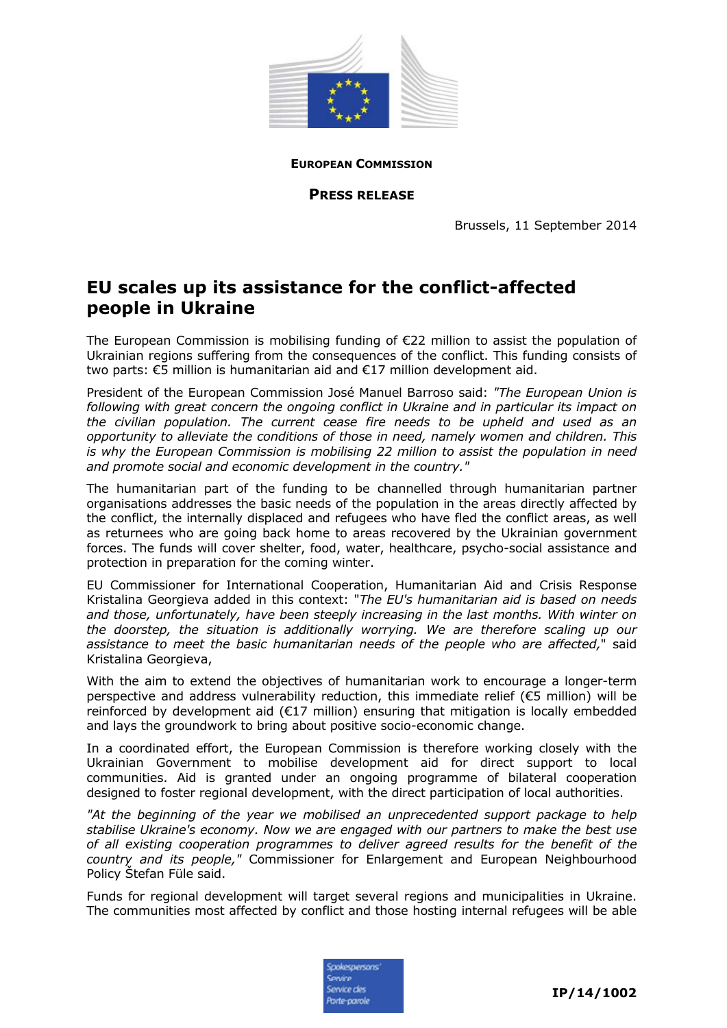**EUROPEAN COMMISSION**

**PRESS RELEASE**

Brussels, 11 September 2014

# EU scales up its assistance for the conflict-affected people in Ukraine

The European Commission is mobilising funding of €22 million to assist the population of Ukrainian regions suffering from the consequences of the conflict. This funding consists of two parts: €5 million is humanitarian aid and €17 million development aid.

President of the European Commission José Manuel Barroso said: *"The European Union is following with great concern the ongoing conflict in Ukraine and in particular its impact on the civilian population. The current cease fire needs to be upheld and used as an opportunity to alleviate the conditions of those in need, namely women and children. This is why the European Commission is mobilising 22 million to assist the population in need and promote social and economic development in the country."*

The humanitarian part of the funding to be channelled through humanitarian partner organisations addresses the basic needs of the population in the areas directly affected by the conflict, the internally displaced and refugees who have fled the conflict areas, as well as returnees who are going back home to areas recovered by the Ukrainian government forces. The funds will cover shelter, food, water, healthcare, psycho-social assistance and protection in preparation for the coming winter.

EU Commissioner for International Cooperation, Humanitarian Aid and Crisis Response Kristalina Georgieva added in this context: "*The EU's humanitarian aid is based on needs and those, unfortunately, have been steeply increasing in the last months. With winter on the doorstep, the situation is additionally worrying. We are therefore scaling up our assistance to meet the basic humanitarian needs of the people who are affected,*" said Kristalina Georgieva,

With the aim to extend the objectives of humanitarian work to encourage a longer-term perspective and address vulnerability reduction, this immediate relief (€5 million) will be reinforced by development aid (€17 million) ensuring that mitigation is locally embedded and lays the groundwork to bring about positive socio-economic change.

In a coordinated effort, the European Commission is therefore working closely with the Ukrainian Government to mobilise development aid for direct support to local communities. Aid is granted under an ongoing programme of bilateral cooperation designed to foster regional development, with the direct participation of local authorities.

*"At the beginning of the year we mobilised an unprecedented support package to help stabilise Ukraine's economy. Now we are engaged with our partners to make the best use of all existing cooperation programmes to deliver agreed results for the benefit of the country and its people,"* Commissioner for Enlargement and European Neighbourhood Policy Štefan Füle said.

Funds for regional development will target several regions and municipalities in Ukraine. The communities most affected by conflict and those hosting internal refugees will be able

IP/14/1002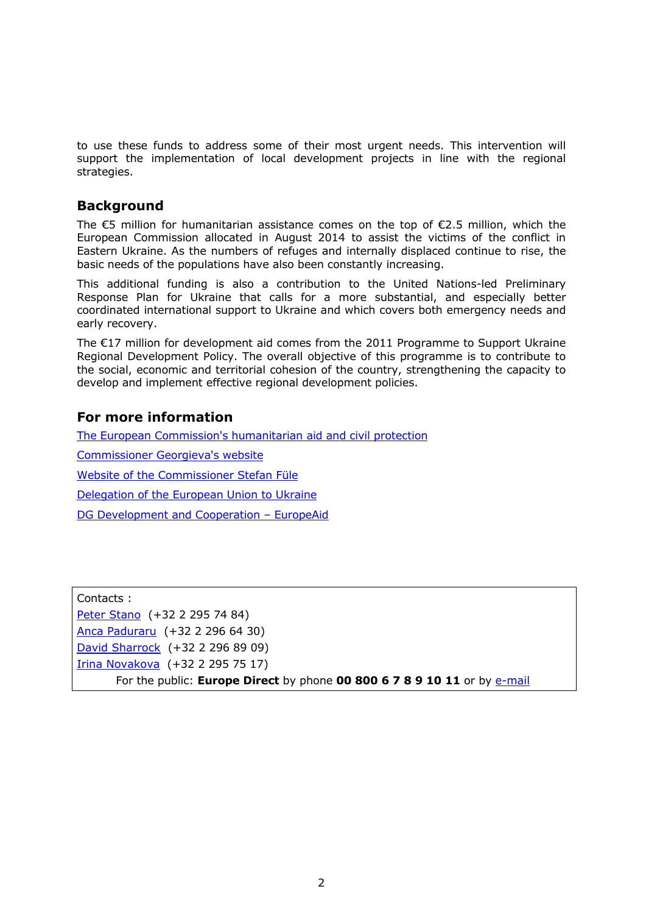to use these funds to address some of their most urgent needs. This intervention will support the implementation of local development projects in line with the regional strategies.

## Background

The €5 million for humanitarian assistance comes on the top of €2.5 million, which the European Commission allocated in August 2014 to assist the victims of the conflict in Eastern Ukraine. As the numbers of refuges and internally displaced continue to rise, the basic needs of the populations have also been constantly increasing.

This additional funding is also a contribution to the United Nations-led Preliminary Response Plan for Ukraine that calls for a more substantial, and especially better coordinated international support to Ukraine and which covers both emergency needs and early recovery.

The €17 million for development aid comes from the 2011 Programme to Support Ukraine Regional Development Policy. The overall objective of this programme is to contribute to the social, economic and territorial cohesion of the country, strengthening the capacity to develop and implement effective regional development policies.

## For more information

The European Commission's humanitarian aid and civil protection

Commissioner Georgieva's website

Website of the Commissioner Stefan Füle

Delegation of the European Union to Ukraine

DG Development and Cooperation – EuropeAid

Contacts :

Peter Stano (+32 2 295 74 84)

Anca Paduraru (+32 2 296 64 30)

David Sharrock (+32 2 296 89 09)

Irina Novakova (+32 2 295 75 17)

For the public: **Europe Direct** by phone **00 800 6 7 8 9 10 11** or by e-mail